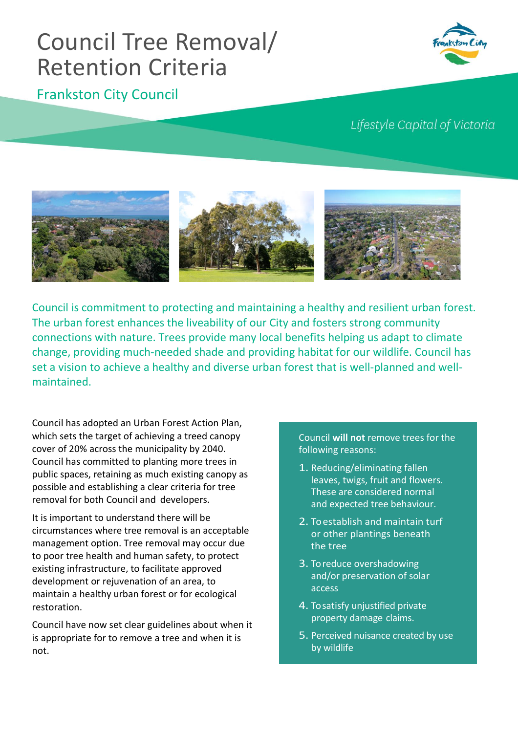# Council Tree Removal/ Retention Criteria

## Frankston City Council

*Lifestyle Capital of Victoria*

Council is commitment to protecting and maintaining a healthy and resilient urban forest. The urban forest enhances the liveability of our City and fosters strong community connections with nature. Trees provide many local benefits helping us adapt to climate change, providing much-needed shade and providing habitat for our wildlife. Council has set a vision to achieve a healthy and diverse urban forest that is well-planned and well-maintained.

Council has adopted an Urban Forest Action Plan, which sets the target of achieving a treed canopy cover of 20% across the municipality by 2040. Council has committed to planting more trees in public spaces, retaining as much existing canopy as possible and establishing a clear criteria for tree removal for both Council and developers.

It is important to understand there will be circumstances where tree removal is an acceptable management option. Tree removal may occur due to poor tree health and human safety, to protect existing infrastructure, to facilitate approved development or rejuvenation of an area, to maintain a healthy urban forest or for ecological restoration.

Council have now set clear guidelines about when it is appropriate for to remove a tree and when it is not.

Council **will not** remove trees for the following reasons:

1. Reducing/eliminating fallen leaves, twigs, fruit and flowers. These are considered normal and expected tree behaviour.
2. To establish and maintain turf or other plantings beneath the tree
3. To reduce overshadowing and/or preservation of solar access
4. To satisfy unjustified private property damage claims.
5. Perceived nuisance created by use by wildlife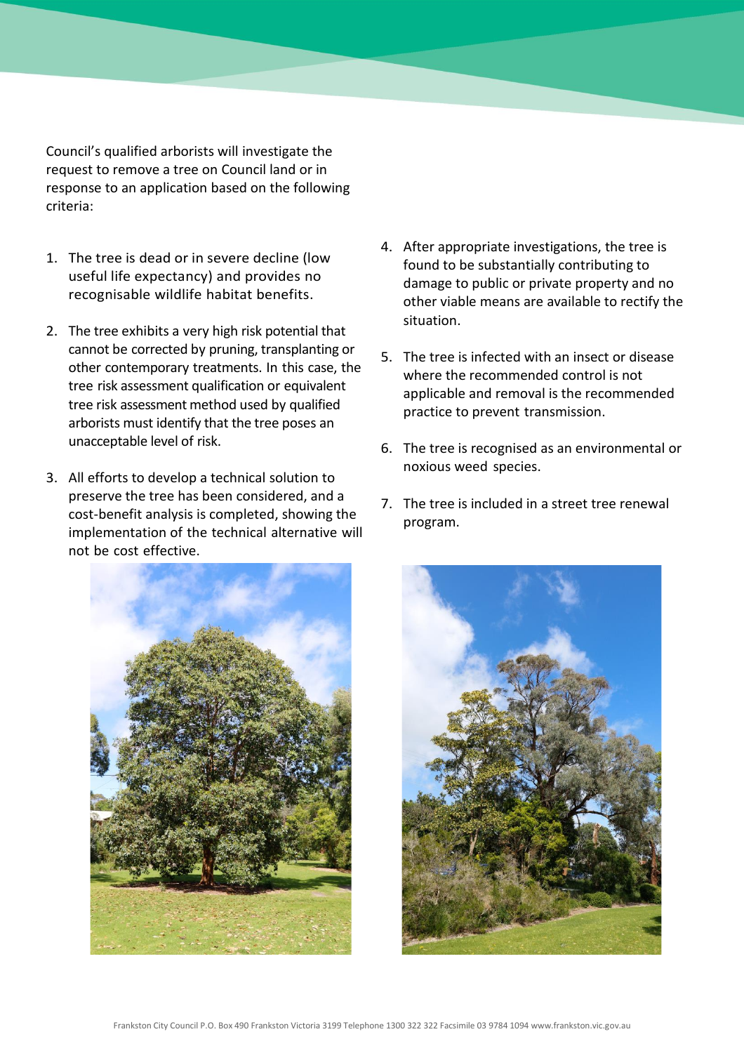Council's qualified arborists will investigate the request to remove a tree on Council land or in response to an application based on the following criteria:

1. The tree is dead or in severe decline (low useful life expectancy) and provides no recognisable wildlife habitat benefits.
2. The tree exhibits a very high risk potential that cannot be corrected by pruning, transplanting or other contemporary treatments. In this case, the tree risk assessment qualification or equivalent tree risk assessment method used by qualified arborists must identify that the tree poses an unacceptable level of risk.
3. All efforts to develop a technical solution to preserve the tree has been considered, and a cost-benefit analysis is completed, showing the implementation of the technical alternative will not be cost effective.
4. After appropriate investigations, the tree is found to be substantially contributing to damage to public or private property and no other viable means are available to rectify the situation.
5. The tree is infected with an insect or disease where the recommended control is not applicable and removal is the recommended practice to prevent transmission.
6. The tree is recognised as an environmental or noxious weed species.
7. The tree is included in a street tree renewal program.